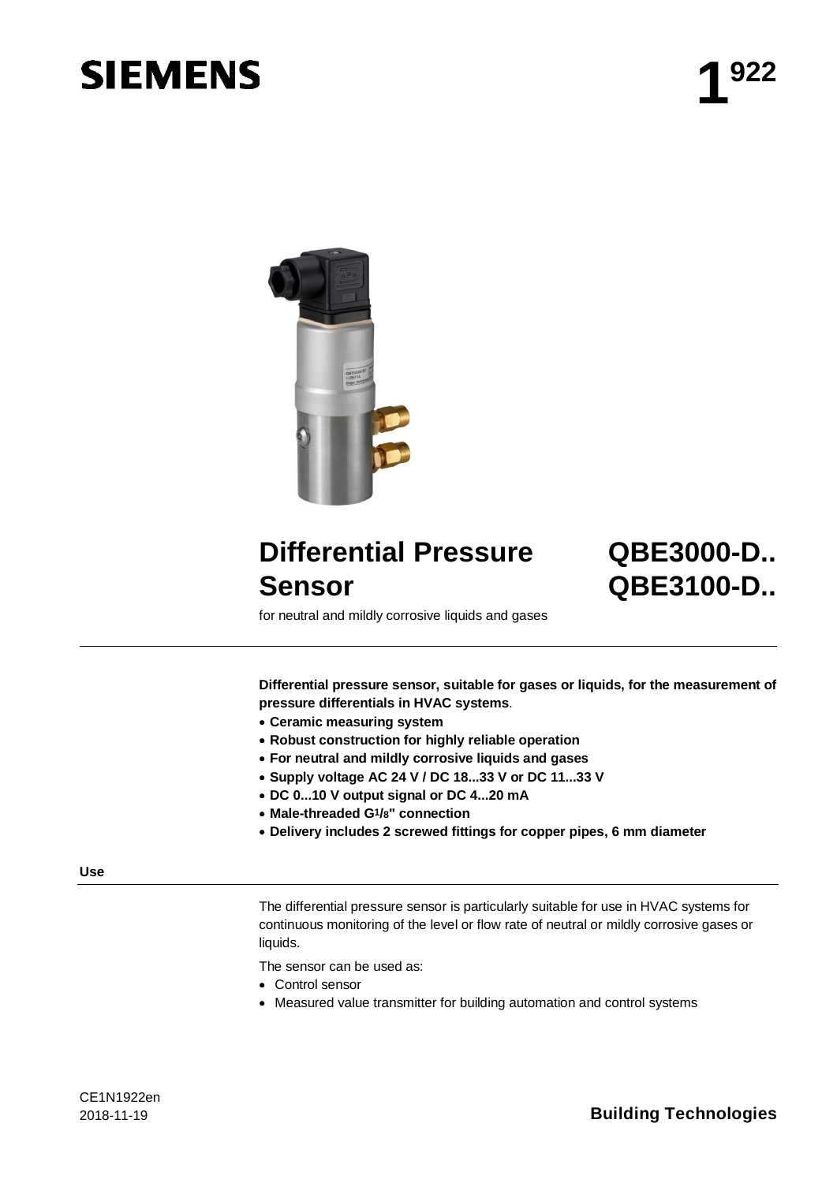SIEMENS

# 1922

# Differential Pressure Sensor

# QBE3000-D..
# QBE3100-D..

for neutral and mildly corrosive liquids and gases

**Differential pressure sensor, suitable for gases or liquids, for the measurement of pressure differentials in HVAC systems**.

- **Ceramic measuring system**
- **Robust construction for highly reliable operation**
- **For neutral and mildly corrosive liquids and gases**
- **Supply voltage AC 24 V / DC 18...33 V or DC 11...33 V**
- **DC 0...10 V output signal or DC 4...20 mA**
- **Male-threaded G1/8" connection**
- **Delivery includes 2 screwed fittings for copper pipes, 6 mm diameter**

## Use

The differential pressure sensor is particularly suitable for use in HVAC systems for continuous monitoring of the level or flow rate of neutral or mildly corrosive gases or liquids.

The sensor can be used as:

- Control sensor
- Measured value transmitter for building automation and control systems

CE1N1922en
2018-11-19

**Building Technologies**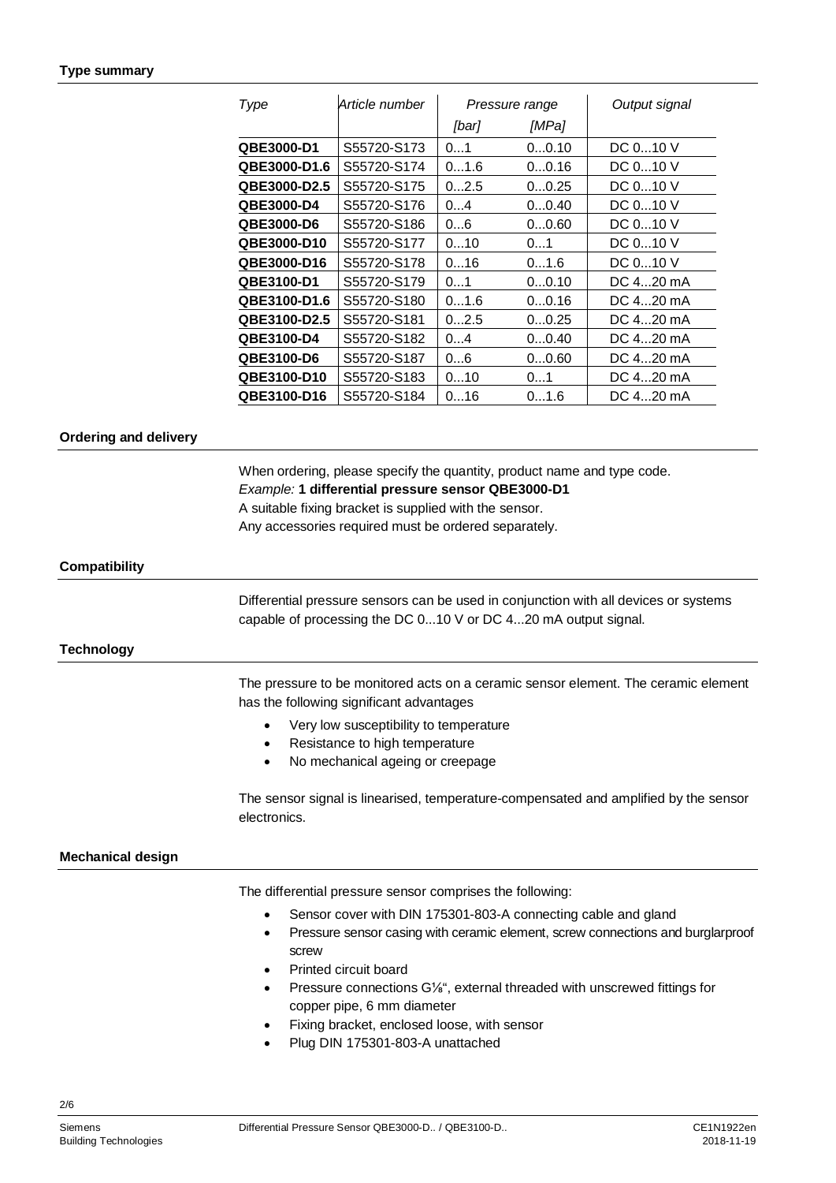## Type summary

| Type | Article number | Pressure range | | Output signal |
|---|---|---|---|---|
| | | [bar] | [MPa] | |
| **QBE3000-D1** | S55720-S173 | 0...1 | 0...0.10 | DC 0...10 V |
| **QBE3000-D1.6** | S55720-S174 | 0...1.6 | 0...0.16 | DC 0...10 V |
| **QBE3000-D2.5** | S55720-S175 | 0...2.5 | 0...0.25 | DC 0...10 V |
| **QBE3000-D4** | S55720-S176 | 0...4 | 0...0.40 | DC 0...10 V |
| **QBE3000-D6** | S55720-S186 | 0...6 | 0...0.60 | DC 0...10 V |
| **QBE3000-D10** | S55720-S177 | 0...10 | 0...1 | DC 0...10 V |
| **QBE3000-D16** | S55720-S178 | 0...16 | 0...1.6 | DC 0...10 V |
| **QBE3100-D1** | S55720-S179 | 0...1 | 0...0.10 | DC 4...20 mA |
| **QBE3100-D1.6** | S55720-S180 | 0...1.6 | 0...0.16 | DC 4...20 mA |
| **QBE3100-D2.5** | S55720-S181 | 0...2.5 | 0...0.25 | DC 4...20 mA |
| **QBE3100-D4** | S55720-S182 | 0...4 | 0...0.40 | DC 4...20 mA |
| **QBE3100-D6** | S55720-S187 | 0...6 | 0...0.60 | DC 4...20 mA |
| **QBE3100-D10** | S55720-S183 | 0...10 | 0...1 | DC 4...20 mA |
| **QBE3100-D16** | S55720-S184 | 0...16 | 0...1.6 | DC 4...20 mA |

## Ordering and delivery

When ordering, please specify the quantity, product name and type code.
*Example:* **1 differential pressure sensor QBE3000-D1**
A suitable fixing bracket is supplied with the sensor.
Any accessories required must be ordered separately.

## Compatibility

Differential pressure sensors can be used in conjunction with all devices or systems capable of processing the DC 0...10 V or DC 4...20 mA output signal.

## Technology

The pressure to be monitored acts on a ceramic sensor element. The ceramic element has the following significant advantages

- Very low susceptibility to temperature
- Resistance to high temperature
- No mechanical ageing or creepage

The sensor signal is linearised, temperature-compensated and amplified by the sensor electronics.

## Mechanical design

The differential pressure sensor comprises the following:

- Sensor cover with DIN 175301-803-A connecting cable and gland
- Pressure sensor casing with ceramic element, screw connections and burglarproof screw
- Printed circuit board
- Pressure connections G⅛", external threaded with unscrewed fittings for copper pipe, 6 mm diameter
- Fixing bracket, enclosed loose, with sensor
- Plug DIN 175301-803-A unattached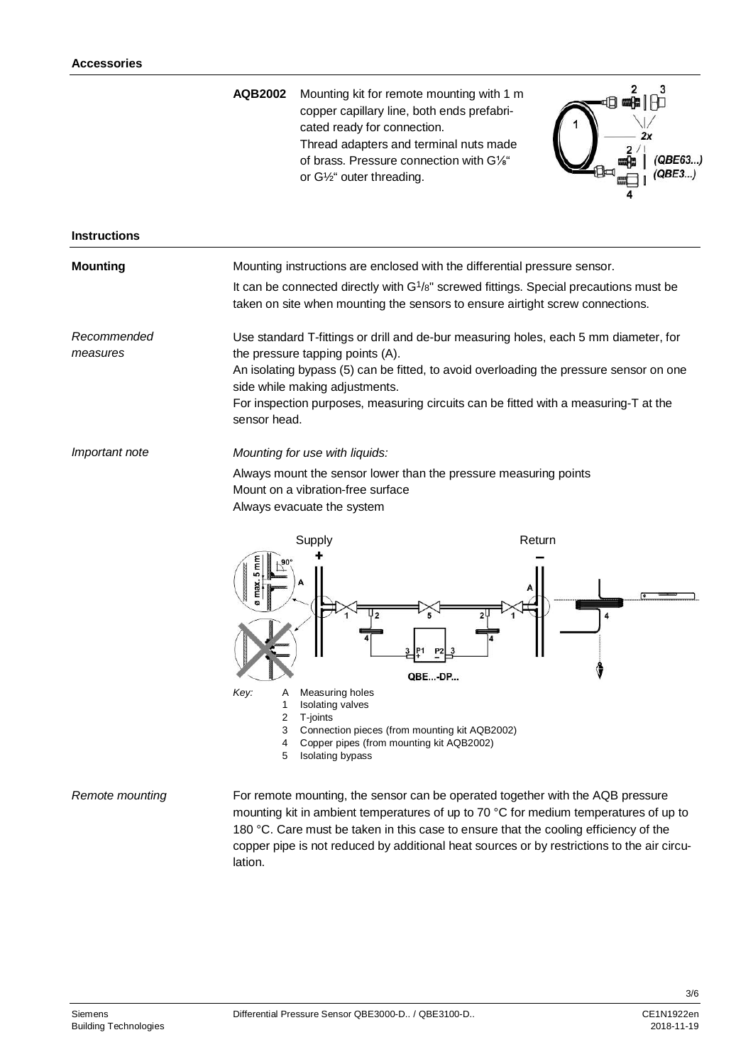## Accessories

**AQB2002** Mounting kit for remote mounting with 1 m copper capillary line, both ends prefabricated ready for connection. Thread adapters and terminal nuts made of brass. Pressure connection with G⅛" or G½" outer threading.

## Instructions

**Mounting**

Mounting instructions are enclosed with the differential pressure sensor.

It can be connected directly with G1/8" screwed fittings. Special precautions must be taken on site when mounting the sensors to ensure airtight screw connections.

*Recommended measures*

Use standard T-fittings or drill and de-bur measuring holes, each 5 mm diameter, for the pressure tapping points (A).
An isolating bypass (5) can be fitted, to avoid overloading the pressure sensor on one side while making adjustments.
For inspection purposes, measuring circuits can be fitted with a measuring-T at the sensor head.

*Important note*

*Mounting for use with liquids:*

Always mount the sensor lower than the pressure measuring points
Mount on a vibration-free surface
Always evacuate the system

*Key:*
- A Measuring holes
- 1 Isolating valves
- 2 T-joints
- 3 Connection pieces (from mounting kit AQB2002)
- 4 Copper pipes (from mounting kit AQB2002)
- 5 Isolating bypass

*Remote mounting*

For remote mounting, the sensor can be operated together with the AQB pressure mounting kit in ambient temperatures of up to 70 °C for medium temperatures of up to 180 °C. Care must be taken in this case to ensure that the cooling efficiency of the copper pipe is not reduced by additional heat sources or by restrictions to the air circulation.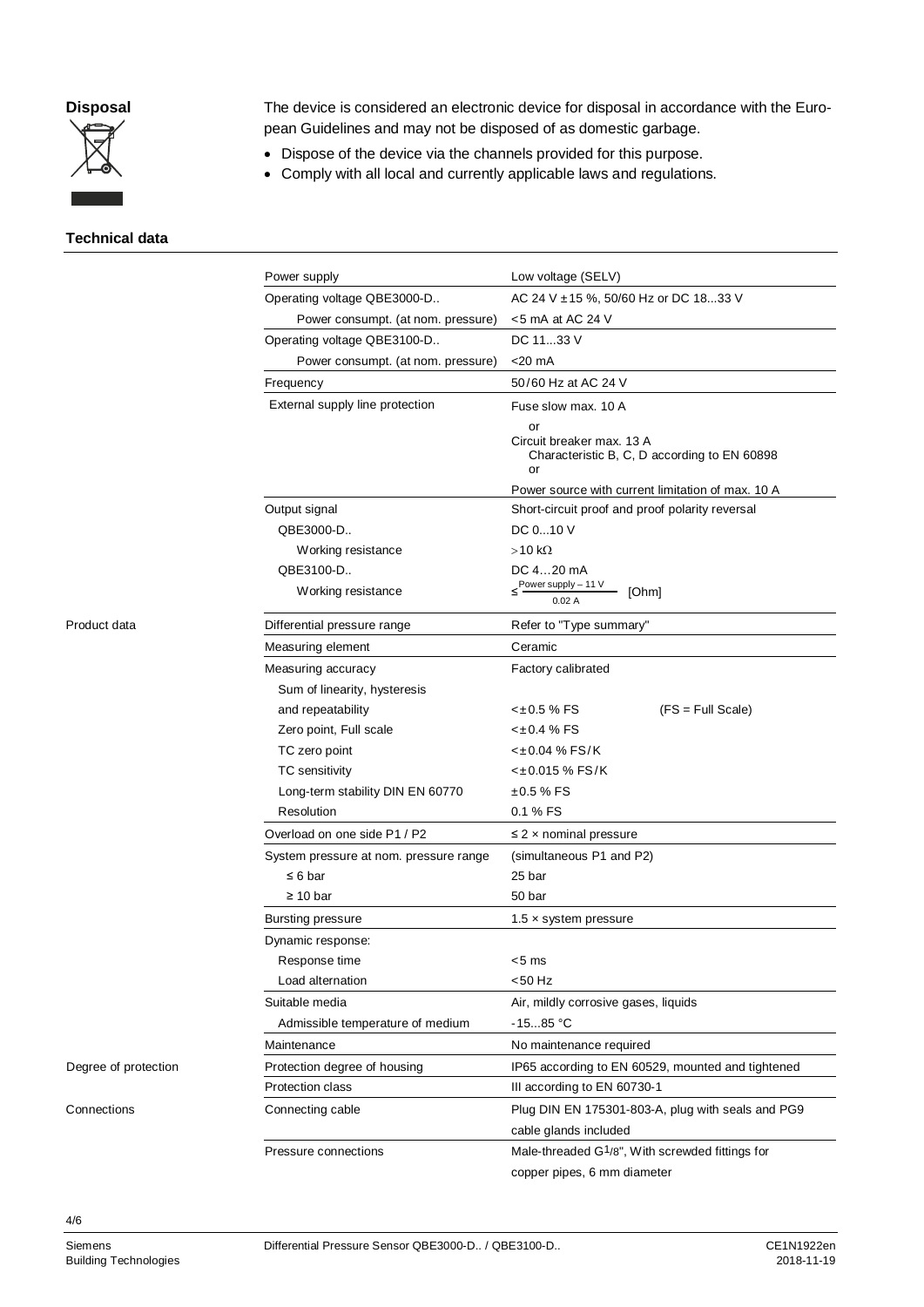## Disposal

The device is considered an electronic device for disposal in accordance with the European Guidelines and may not be disposed of as domestic garbage.

- Dispose of the device via the channels provided for this purpose.
- Comply with all local and currently applicable laws and regulations.

## Technical data

| | | |
|---|---|---|
| | Power supply | Low voltage (SELV) |
| | Operating voltage QBE3000-D.. | AC 24 V ±15 %, 50/60 Hz or DC 18...33 V |
| | Power consumpt. (at nom. pressure) | <5 mA at AC 24 V |
| | Operating voltage QBE3100-D.. | DC 11...33 V |
| | Power consumpt. (at nom. pressure) | <20 mA |
| | Frequency | 50/60 Hz at AC 24 V |
| | External supply line protection | Fuse slow max. 10 A<br>or<br>Circuit breaker max. 13 A<br>Characteristic B, C, D according to EN 60898<br>or<br>Power source with current limitation of max. 10 A |
| | Output signal | Short-circuit proof and proof polarity reversal |
| | QBE3000-D.. | DC 0...10 V |
| | Working resistance | >10 kΩ |
| | QBE3100-D.. | DC 4…20 mA |
| | Working resistance | $\leq \frac{\text{Power supply} - 11\text{ V}}{0.02\text{ A}}$ [Ohm] |
| Product data | Differential pressure range | Refer to "Type summary" |
| | Measuring element | Ceramic |
| | Measuring accuracy | Factory calibrated |
| | Sum of linearity, hysteresis and repeatability | <±0.5 % FS (FS = Full Scale) |
| | Zero point, Full scale | <±0.4 % FS |
| | TC zero point | <±0.04 % FS/K |
| | TC sensitivity | <±0.015 % FS/K |
| | Long-term stability DIN EN 60770 | ±0.5 % FS |
| | Resolution | 0.1 % FS |
| | Overload on one side P1 / P2 | ≤ 2 × nominal pressure |
| | System pressure at nom. pressure range | (simultaneous P1 and P2) |
| | ≤ 6 bar | 25 bar |
| | ≥ 10 bar | 50 bar |
| | Bursting pressure | 1.5 × system pressure |
| | Dynamic response: | |
| | Response time | <5 ms |
| | Load alternation | <50 Hz |
| | Suitable media | Air, mildly corrosive gases, liquids |
| | Admissible temperature of medium | -15...85 °C |
| | Maintenance | No maintenance required |
| Degree of protection | Protection degree of housing | IP65 according to EN 60529, mounted and tightened |
| | Protection class | III according to EN 60730-1 |
| Connections | Connecting cable | Plug DIN EN 175301-803-A, plug with seals and PG9 cable glands included |
| | Pressure connections | Male-threaded G1/8", With screwded fittings for copper pipes, 6 mm diameter |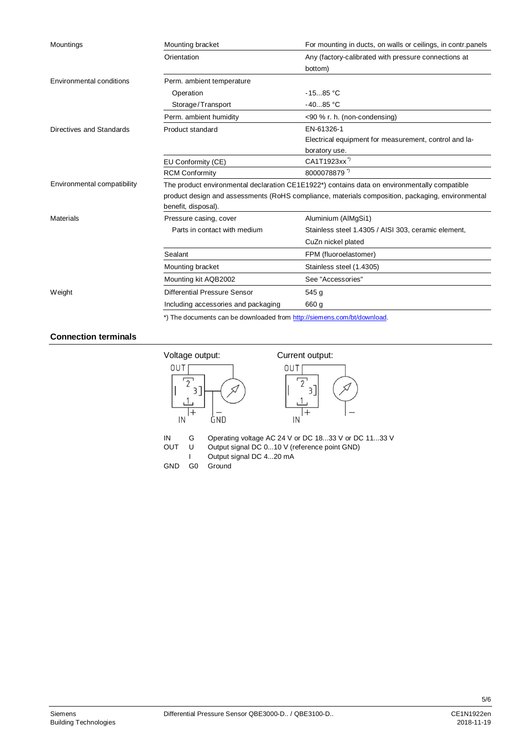| | | |
|---|---|---|
| Mountings | Mounting bracket | For mounting in ducts, on walls or ceilings, in contr.panels |
| | Orientation | Any (factory-calibrated with pressure connections at bottom) |
| Environmental conditions | Perm. ambient temperature | |
| | Operation | -15...85 °C |
| | Storage/Transport | -40...85 °C |
| | Perm. ambient humidity | <90 % r. h. (non-condensing) |
| Directives and Standards | Product standard | EN-61326-1<br>Electrical equipment for measurement, control and laboratory use. |
| | EU Conformity (CE) | CA1T1923xx *) |
| | RCM Conformity | 8000078879 *) |
| Environmental compatibility | The product environmental declaration CE1E1922*) contains data on environmentally compatible product design and assessments (RoHS compliance, materials composition, packaging, environmental benefit, disposal). | |
| Materials | Pressure casing, cover | Aluminium (AlMgSi1) |
| | Parts in contact with medium | Stainless steel 1.4305 / AISI 303, ceramic element, CuZn nickel plated |
| | Sealant | FPM (fluoroelastomer) |
| | Mounting bracket | Stainless steel (1.4305) |
| | Mounting kit AQB2002 | See "Accessories" |
| Weight | Differential Pressure Sensor | 545 g |
| | Including accessories and packaging | 660 g |

*) The documents can be downloaded from http://siemens.com/bt/download.

## Connection terminals

Voltage output: OUT, IN +, GND −

Current output: OUT, IN +, −

| | | |
|---|---|---|
| IN | G | Operating voltage AC 24 V or DC 18...33 V or DC 11...33 V |
| OUT | U | Output signal DC 0...10 V (reference point GND) |
| | I | Output signal DC 4...20 mA |
| GND | G0 | Ground |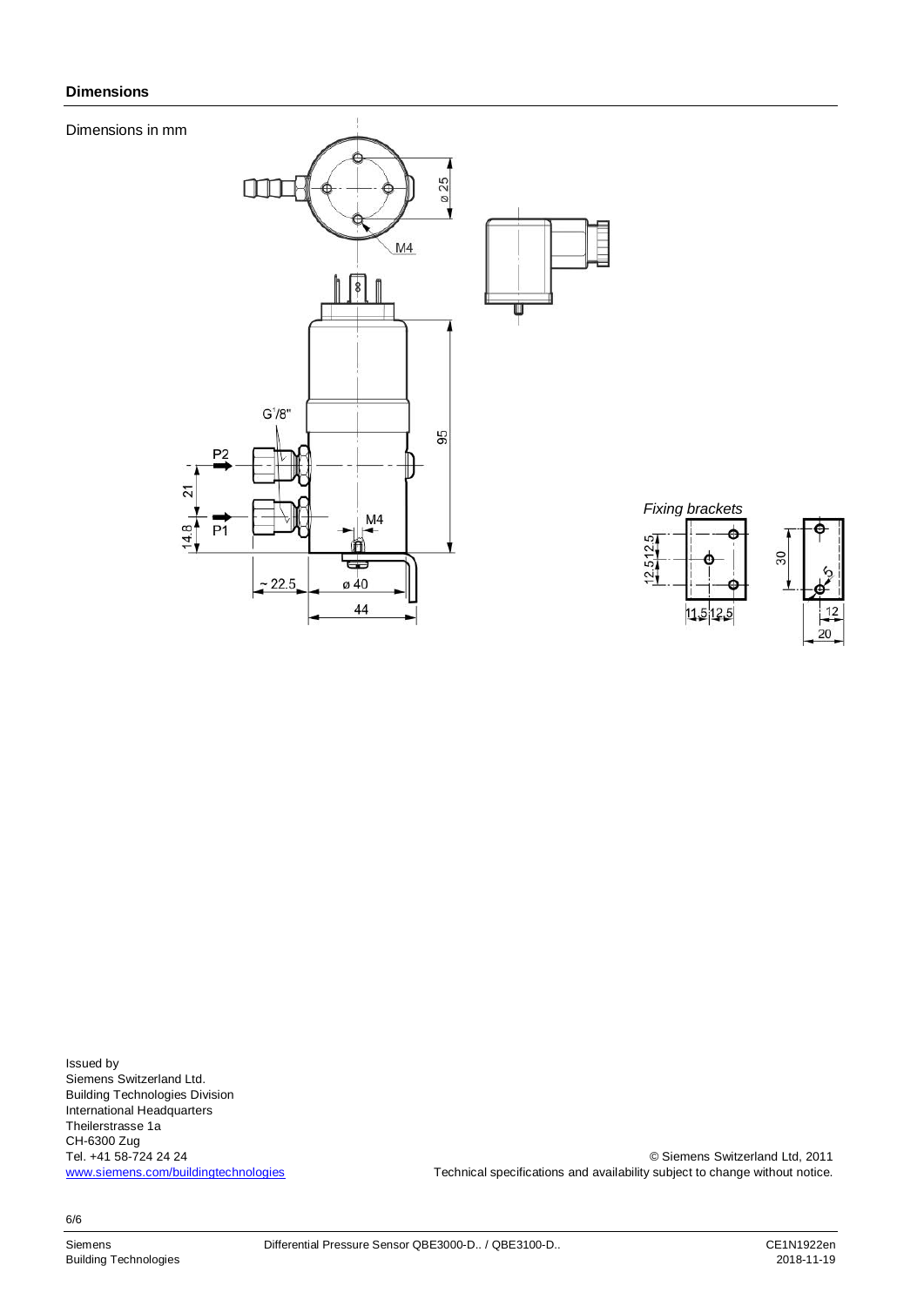## Dimensions

Dimensions in mm

ø 25

M4

G1/8"

P2

P1

21

14.8

M4

95

~ 22.5

ø 40

44

*Fixing brackets*

12.5 12.5

11.5 12.5

30

5

12

20

Issued by
Siemens Switzerland Ltd.
Building Technologies Division
International Headquarters
Theilerstrasse 1a
CH-6300 Zug
Tel. +41 58-724 24 24
www.siemens.com/buildingtechnologies

© Siemens Switzerland Ltd, 2011
Technical specifications and availability subject to change without notice.